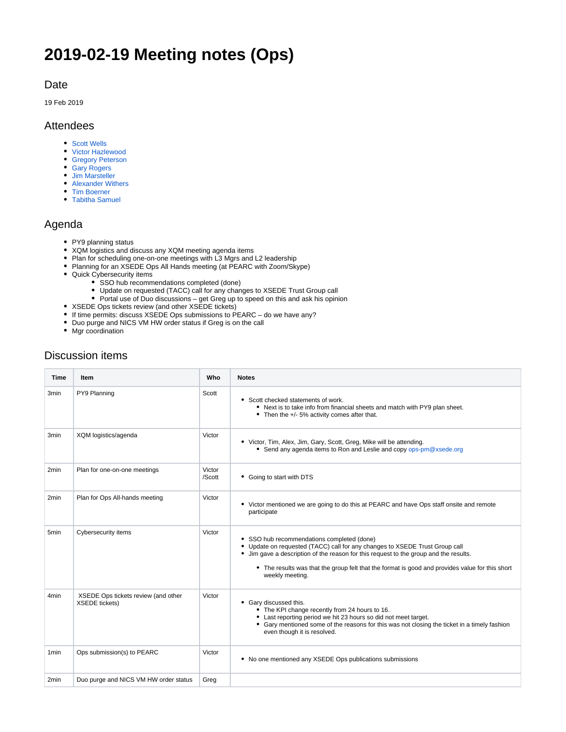# 2019-02-19 Meeting notes (Ops)

## Date

19 Feb 2019

## Attendees

- Scott Wells
- Victor Hazlewood
- Gregory Peterson
- Gary Rogers
- Jim Marsteller
- Alexander Withers
- Tim Boerner
- Tabitha Samuel

## Agenda

- PY9 planning status
- XQM logistics and discuss any XQM meeting agenda items
- Plan for scheduling one-on-one meetings with L3 Mgrs and L2 leadership
- Planning for an XSEDE Ops All Hands meeting (at PEARC with Zoom/Skype)
- Quick Cybersecurity items
    - SSO hub recommendations completed (done)
    - Update on requested (TACC) call for any changes to XSEDE Trust Group call
    - Portal use of Duo discussions – get Greg up to speed on this and ask his opinion
- XSEDE Ops tickets review (and other XSEDE tickets)
- If time permits: discuss XSEDE Ops submissions to PEARC – do we have any?
- Duo purge and NICS VM HW order status if Greg is on the call
- Mgr coordination

## Discussion items

| Time | Item | Who | Notes |
|---|---|---|---|
| 3min | PY9 Planning | Scott | • Scott checked statements of work.<br>  ◦ Next is to take info from financial sheets and match with PY9 plan sheet.<br>  ◦ Then the +/- 5% activity comes after that. |
| 3min | XQM logistics/agenda | Victor | • Victor, Tim, Alex, Jim, Gary, Scott, Greg, Mike will be attending.<br>  ◦ Send any agenda items to Ron and Leslie and copy ops-pm@xsede.org |
| 2min | Plan for one-on-one meetings | Victor /Scott | • Going to start with DTS |
| 2min | Plan for Ops All-hands meeting | Victor | • Victor mentioned we are going to do this at PEARC and have Ops staff onsite and remote participate |
| 5min | Cybersecurity items | Victor | • SSO hub recommendations completed (done)<br>• Update on requested (TACC) call for any changes to XSEDE Trust Group call<br>• Jim gave a description of the reason for this request to the group and the results.<br>  ◦ The results was that the group felt that the format is good and provides value for this short weekly meeting. |
| 4min | XSEDE Ops tickets review (and other XSEDE tickets) | Victor | • Gary discussed this.<br>  ◦ The KPI change recently from 24 hours to 16.<br>  ◦ Last reporting period we hit 23 hours so did not meet target.<br>  ◦ Gary mentioned some of the reasons for this was not closing the ticket in a timely fashion even though it is resolved. |
| 1min | Ops submission(s) to PEARC | Victor | • No one mentioned any XSEDE Ops publications submissions |
| 2min | Duo purge and NICS VM HW order status | Greg | |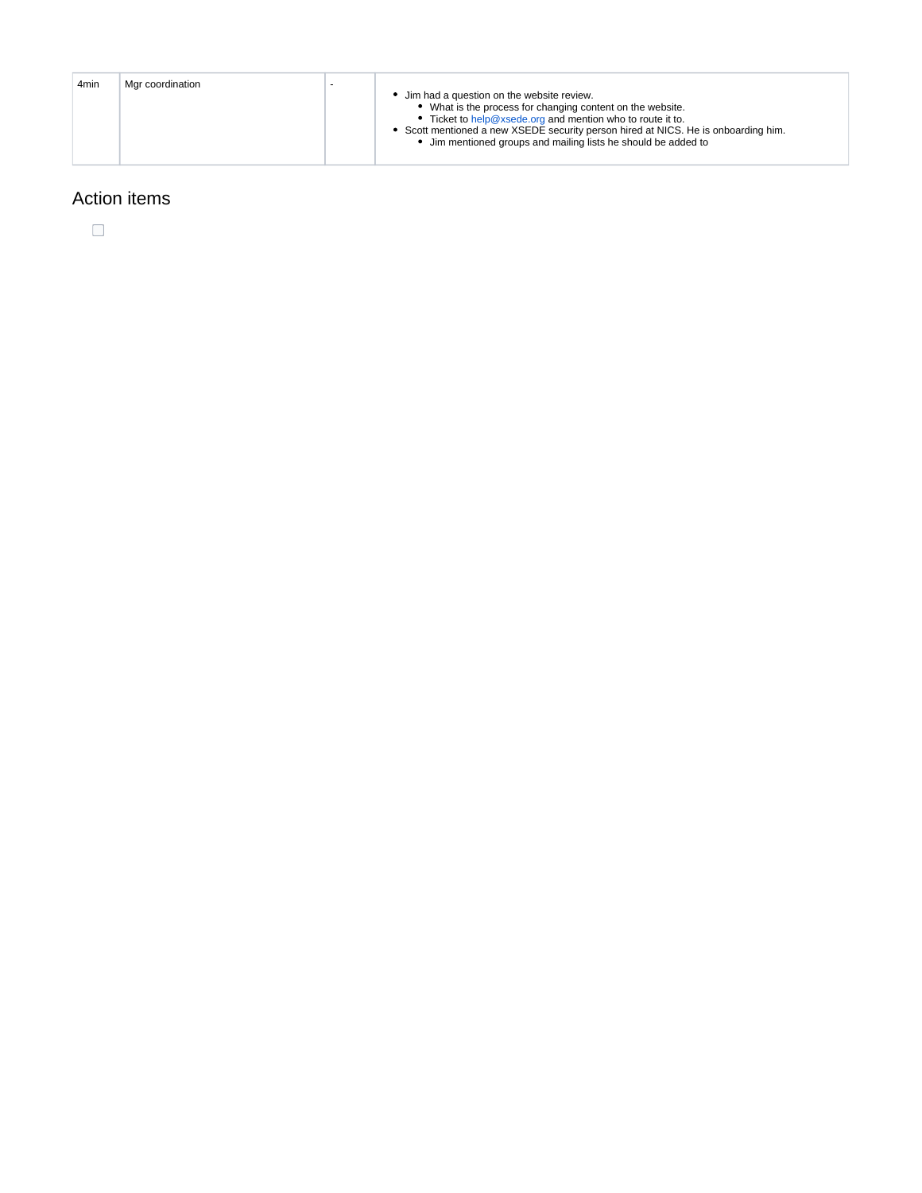| | | | |
|---|---|---|---|
| 4min | Mgr coordination | - | <ul><li>Jim had a question on the website review.<ul><li>What is the process for changing content on the website.</li><li>Ticket to help@xsede.org and mention who to route it to.</li></ul></li><li>Scott mentioned a new XSEDE security person hired at NICS. He is onboarding him.<ul><li>Jim mentioned groups and mailing lists he should be added to</li></ul></li></ul> |

## Action items

- [ ]